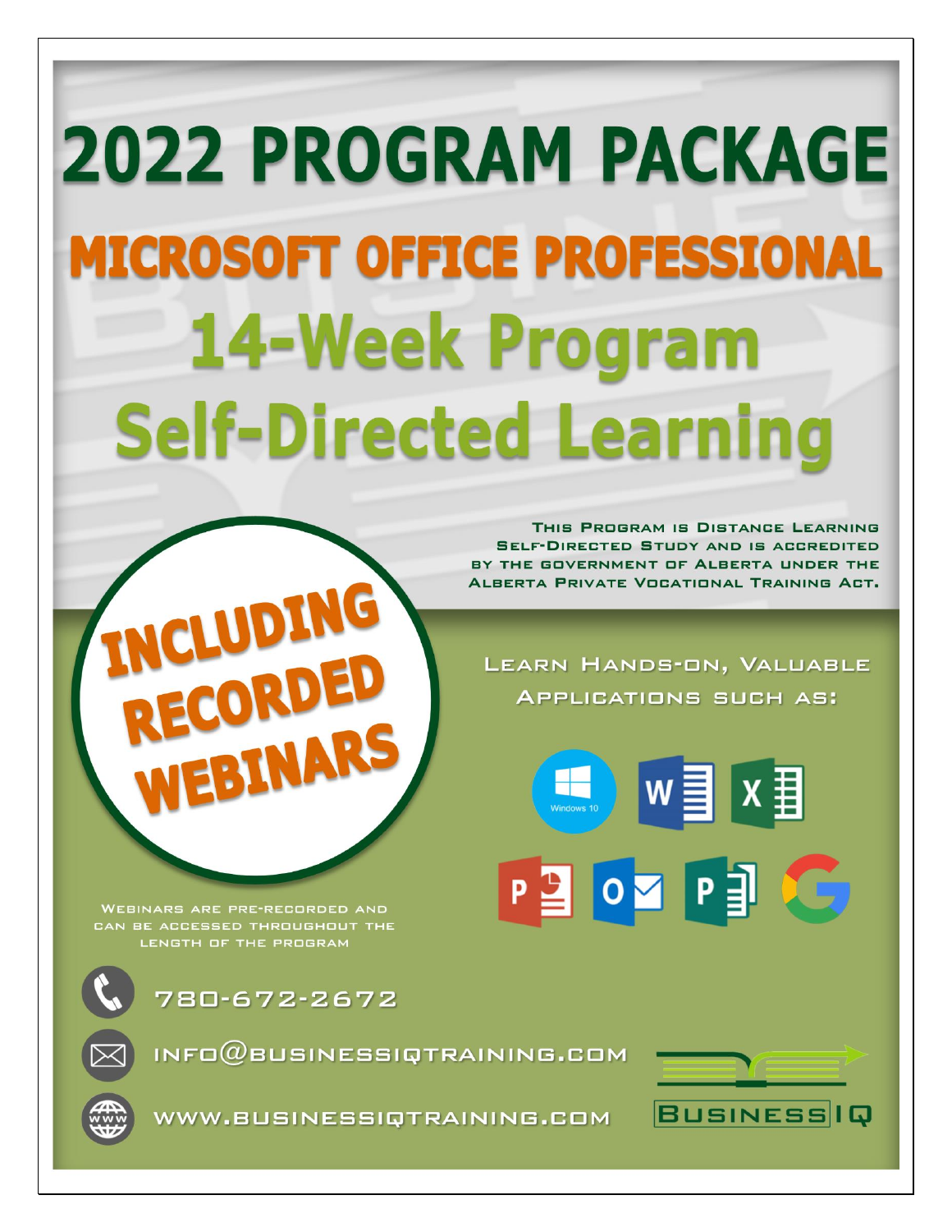# 2022 PROGRAM PACKAGE

## MICROSOFT OFFICE PROFESSIONAL

## 14-Week Program

## Self-Directed Learning

THIS PROGRAM IS DISTANCE LEARNING SELF-DIRECTED STUDY AND IS ACCREDITED BY THE GOVERNMENT OF ALBERTA UNDER THE ALBERTA PRIVATE VOCATIONAL TRAINING ACT.

**INCLUDING RECORDED WEBINARS**

LEARN HANDS-ON, VALUABLE APPLICATIONS SUCH AS:

Windows 10

WEBINARS ARE PRE-RECORDED AND CAN BE ACCESSED THROUGHOUT THE LENGTH OF THE PROGRAM

780-672-2672

INFO@BUSINESSIQTRAINING.COM

WWW.BUSINESSIQTRAINING.COM

BUSINESS IQ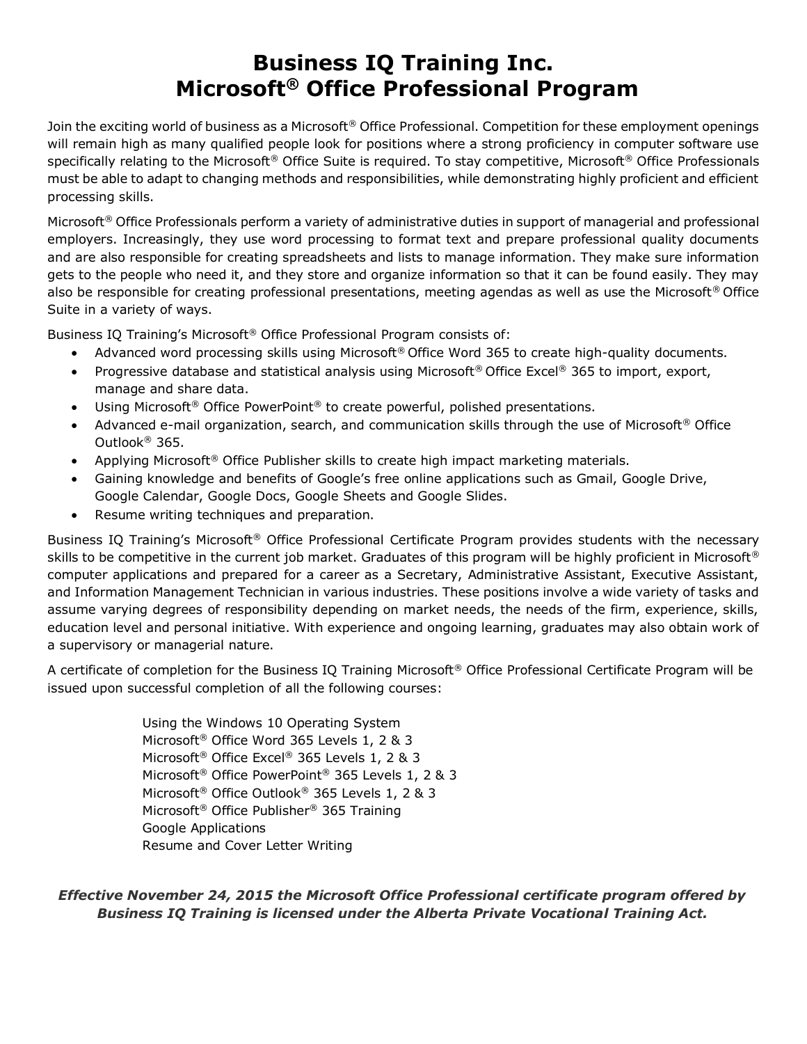# Business IQ Training Inc.
# Microsoft® Office Professional Program

Join the exciting world of business as a Microsoft® Office Professional. Competition for these employment openings will remain high as many qualified people look for positions where a strong proficiency in computer software use specifically relating to the Microsoft® Office Suite is required. To stay competitive, Microsoft® Office Professionals must be able to adapt to changing methods and responsibilities, while demonstrating highly proficient and efficient processing skills.

Microsoft® Office Professionals perform a variety of administrative duties in support of managerial and professional employers. Increasingly, they use word processing to format text and prepare professional quality documents and are also responsible for creating spreadsheets and lists to manage information. They make sure information gets to the people who need it, and they store and organize information so that it can be found easily. They may also be responsible for creating professional presentations, meeting agendas as well as use the Microsoft® Office Suite in a variety of ways.

Business IQ Training's Microsoft® Office Professional Program consists of:

- Advanced word processing skills using Microsoft® Office Word 365 to create high-quality documents.
- Progressive database and statistical analysis using Microsoft® Office Excel® 365 to import, export, manage and share data.
- Using Microsoft® Office PowerPoint® to create powerful, polished presentations.
- Advanced e-mail organization, search, and communication skills through the use of Microsoft® Office Outlook® 365.
- Applying Microsoft® Office Publisher skills to create high impact marketing materials.
- Gaining knowledge and benefits of Google's free online applications such as Gmail, Google Drive, Google Calendar, Google Docs, Google Sheets and Google Slides.
- Resume writing techniques and preparation.

Business IQ Training's Microsoft® Office Professional Certificate Program provides students with the necessary skills to be competitive in the current job market. Graduates of this program will be highly proficient in Microsoft® computer applications and prepared for a career as a Secretary, Administrative Assistant, Executive Assistant, and Information Management Technician in various industries. These positions involve a wide variety of tasks and assume varying degrees of responsibility depending on market needs, the needs of the firm, experience, skills, education level and personal initiative. With experience and ongoing learning, graduates may also obtain work of a supervisory or managerial nature.

A certificate of completion for the Business IQ Training Microsoft® Office Professional Certificate Program will be issued upon successful completion of all the following courses:

Using the Windows 10 Operating System
Microsoft® Office Word 365 Levels 1, 2 & 3
Microsoft® Office Excel® 365 Levels 1, 2 & 3
Microsoft® Office PowerPoint® 365 Levels 1, 2 & 3
Microsoft® Office Outlook® 365 Levels 1, 2 & 3
Microsoft® Office Publisher® 365 Training
Google Applications
Resume and Cover Letter Writing

***Effective November 24, 2015 the Microsoft Office Professional certificate program offered by Business IQ Training is licensed under the Alberta Private Vocational Training Act.***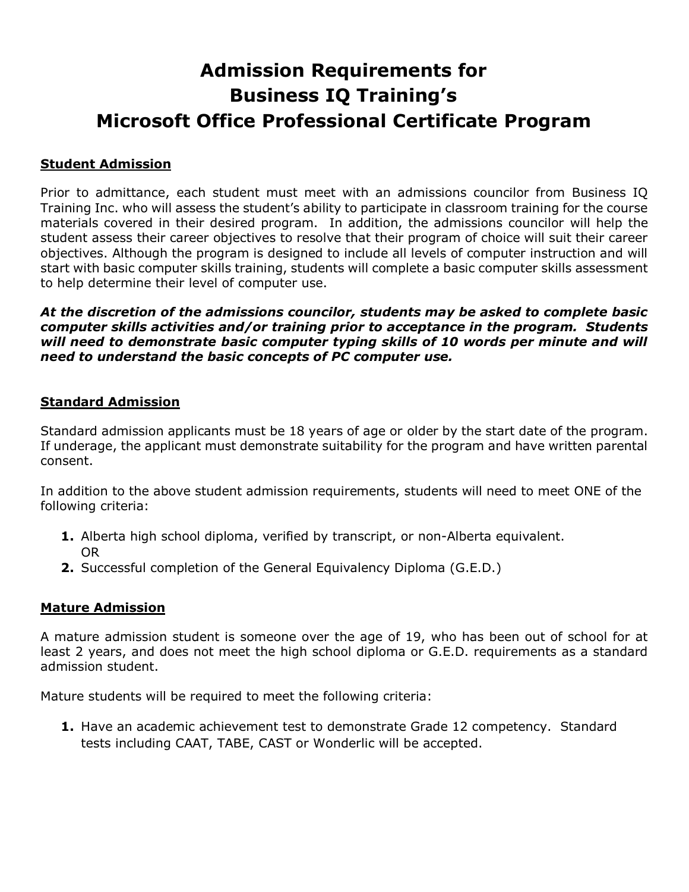# Admission Requirements for Business IQ Training's Microsoft Office Professional Certificate Program

## Student Admission

Prior to admittance, each student must meet with an admissions councilor from Business IQ Training Inc. who will assess the student's ability to participate in classroom training for the course materials covered in their desired program. In addition, the admissions councilor will help the student assess their career objectives to resolve that their program of choice will suit their career objectives. Although the program is designed to include all levels of computer instruction and will start with basic computer skills training, students will complete a basic computer skills assessment to help determine their level of computer use.

***At the discretion of the admissions councilor, students may be asked to complete basic computer skills activities and/or training prior to acceptance in the program. Students will need to demonstrate basic computer typing skills of 10 words per minute and will need to understand the basic concepts of PC computer use.***

## Standard Admission

Standard admission applicants must be 18 years of age or older by the start date of the program. If underage, the applicant must demonstrate suitability for the program and have written parental consent.

In addition to the above student admission requirements, students will need to meet ONE of the following criteria:

1. Alberta high school diploma, verified by transcript, or non-Alberta equivalent.
   OR
2. Successful completion of the General Equivalency Diploma (G.E.D.)

## Mature Admission

A mature admission student is someone over the age of 19, who has been out of school for at least 2 years, and does not meet the high school diploma or G.E.D. requirements as a standard admission student.

Mature students will be required to meet the following criteria:

1. Have an academic achievement test to demonstrate Grade 12 competency. Standard tests including CAAT, TABE, CAST or Wonderlic will be accepted.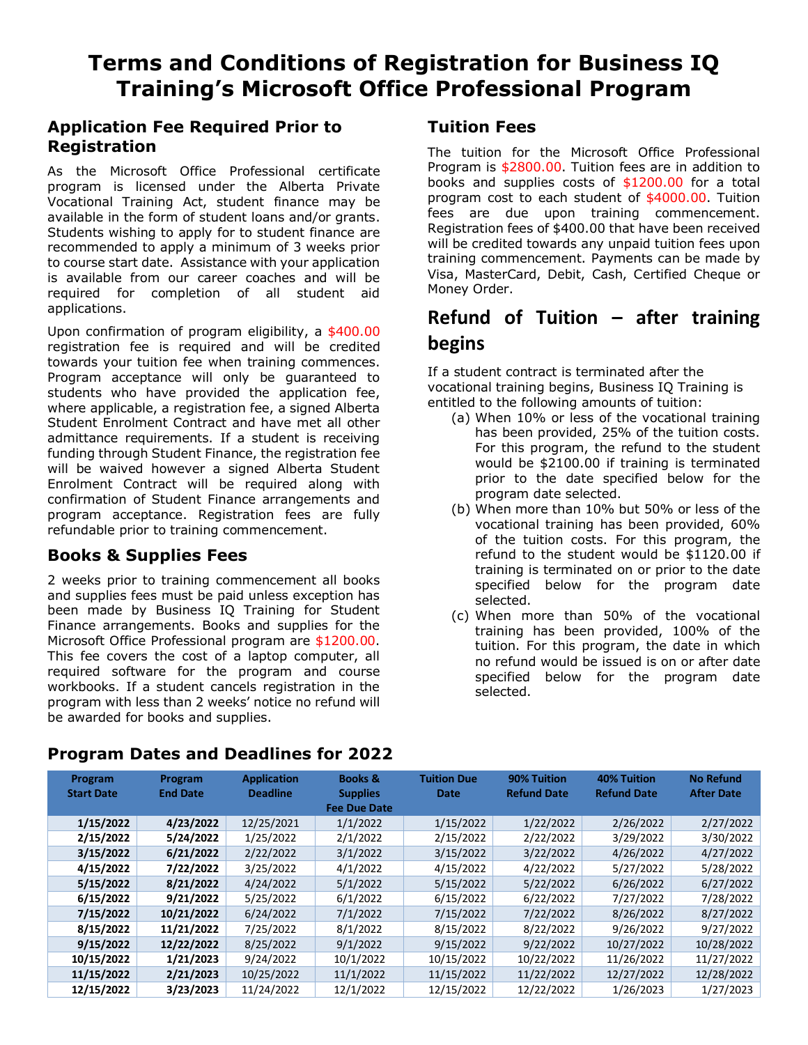# Terms and Conditions of Registration for Business IQ Training's Microsoft Office Professional Program

## Application Fee Required Prior to Registration

As the Microsoft Office Professional certificate program is licensed under the Alberta Private Vocational Training Act, student finance may be available in the form of student loans and/or grants. Students wishing to apply for to student finance are recommended to apply a minimum of 3 weeks prior to course start date. Assistance with your application is available from our career coaches and will be required for completion of all student aid applications.

Upon confirmation of program eligibility, a $400.00 registration fee is required and will be credited towards your tuition fee when training commences. Program acceptance will only be guaranteed to students who have provided the application fee, where applicable, a registration fee, a signed Alberta Student Enrolment Contract and have met all other admittance requirements. If a student is receiving funding through Student Finance, the registration fee will be waived however a signed Alberta Student Enrolment Contract will be required along with confirmation of Student Finance arrangements and program acceptance. Registration fees are fully refundable prior to training commencement.

## Books & Supplies Fees

2 weeks prior to training commencement all books and supplies fees must be paid unless exception has been made by Business IQ Training for Student Finance arrangements. Books and supplies for the Microsoft Office Professional program are $1200.00. This fee covers the cost of a laptop computer, all required software for the program and course workbooks. If a student cancels registration in the program with less than 2 weeks' notice no refund will be awarded for books and supplies.

## Tuition Fees

The tuition for the Microsoft Office Professional Program is $2800.00. Tuition fees are in addition to books and supplies costs of $1200.00 for a total program cost to each student of $4000.00. Tuition fees are due upon training commencement. Registration fees of $400.00 that have been received will be credited towards any unpaid tuition fees upon training commencement. Payments can be made by Visa, MasterCard, Debit, Cash, Certified Cheque or Money Order.

## Refund of Tuition – after training begins

If a student contract is terminated after the vocational training begins, Business IQ Training is entitled to the following amounts of tuition:

(a) When 10% or less of the vocational training has been provided, 25% of the tuition costs. For this program, the refund to the student would be $2100.00 if training is terminated prior to the date specified below for the program date selected.

(b) When more than 10% but 50% or less of the vocational training has been provided, 60% of the tuition costs. For this program, the refund to the student would be $1120.00 if training is terminated on or prior to the date specified below for the program date selected.

(c) When more than 50% of the vocational training has been provided, 100% of the tuition. For this program, the date in which no refund would be issued is on or after date specified below for the program date selected.

## Program Dates and Deadlines for 2022

| Program Start Date | Program End Date | Application Deadline | Books & Supplies Fee Due Date | Tuition Due Date | 90% Tuition Refund Date | 40% Tuition Refund Date | No Refund After Date |
|---|---|---|---|---|---|---|---|
| 1/15/2022 | 4/23/2022 | 12/25/2021 | 1/1/2022 | 1/15/2022 | 1/22/2022 | 2/26/2022 | 2/27/2022 |
| 2/15/2022 | 5/24/2022 | 1/25/2022 | 2/1/2022 | 2/15/2022 | 2/22/2022 | 3/29/2022 | 3/30/2022 |
| 3/15/2022 | 6/21/2022 | 2/22/2022 | 3/1/2022 | 3/15/2022 | 3/22/2022 | 4/26/2022 | 4/27/2022 |
| 4/15/2022 | 7/22/2022 | 3/25/2022 | 4/1/2022 | 4/15/2022 | 4/22/2022 | 5/27/2022 | 5/28/2022 |
| 5/15/2022 | 8/21/2022 | 4/24/2022 | 5/1/2022 | 5/15/2022 | 5/22/2022 | 6/26/2022 | 6/27/2022 |
| 6/15/2022 | 9/21/2022 | 5/25/2022 | 6/1/2022 | 6/15/2022 | 6/22/2022 | 7/27/2022 | 7/28/2022 |
| 7/15/2022 | 10/21/2022 | 6/24/2022 | 7/1/2022 | 7/15/2022 | 7/22/2022 | 8/26/2022 | 8/27/2022 |
| 8/15/2022 | 11/21/2022 | 7/25/2022 | 8/1/2022 | 8/15/2022 | 8/22/2022 | 9/26/2022 | 9/27/2022 |
| 9/15/2022 | 12/22/2022 | 8/25/2022 | 9/1/2022 | 9/15/2022 | 9/22/2022 | 10/27/2022 | 10/28/2022 |
| 10/15/2022 | 1/21/2023 | 9/24/2022 | 10/1/2022 | 10/15/2022 | 10/22/2022 | 11/26/2022 | 11/27/2022 |
| 11/15/2022 | 2/21/2023 | 10/25/2022 | 11/1/2022 | 11/15/2022 | 11/22/2022 | 12/27/2022 | 12/28/2022 |
| 12/15/2022 | 3/23/2023 | 11/24/2022 | 12/1/2022 | 12/15/2022 | 12/22/2022 | 1/26/2023 | 1/27/2023 |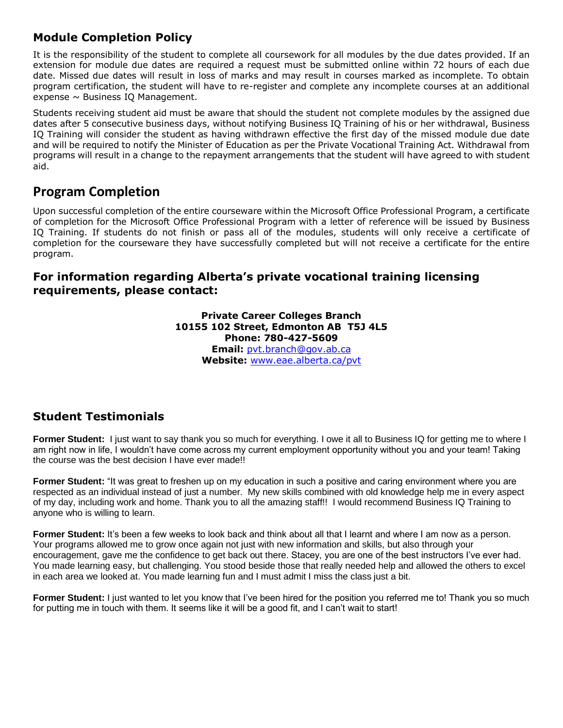## Module Completion Policy

It is the responsibility of the student to complete all coursework for all modules by the due dates provided. If an extension for module due dates are required a request must be submitted online within 72 hours of each due date. Missed due dates will result in loss of marks and may result in courses marked as incomplete. To obtain program certification, the student will have to re-register and complete any incomplete courses at an additional expense ~ Business IQ Management.

Students receiving student aid must be aware that should the student not complete modules by the assigned due dates after 5 consecutive business days, without notifying Business IQ Training of his or her withdrawal, Business IQ Training will consider the student as having withdrawn effective the first day of the missed module due date and will be required to notify the Minister of Education as per the Private Vocational Training Act. Withdrawal from programs will result in a change to the repayment arrangements that the student will have agreed to with student aid.

## Program Completion

Upon successful completion of the entire courseware within the Microsoft Office Professional Program, a certificate of completion for the Microsoft Office Professional Program with a letter of reference will be issued by Business IQ Training. If students do not finish or pass all of the modules, students will only receive a certificate of completion for the courseware they have successfully completed but will not receive a certificate for the entire program.

### For information regarding Alberta's private vocational training licensing requirements, please contact:

**Private Career Colleges Branch**
**10155 102 Street, Edmonton AB T5J 4L5**
**Phone: 780-427-5609**
**Email:** pvt.branch@gov.ab.ca
**Website:** www.eae.alberta.ca/pvt

## Student Testimonials

**Former Student:** I just want to say thank you so much for everything. I owe it all to Business IQ for getting me to where I am right now in life, I wouldn't have come across my current employment opportunity without you and your team! Taking the course was the best decision I have ever made!!

**Former Student:** "It was great to freshen up on my education in such a positive and caring environment where you are respected as an individual instead of just a number. My new skills combined with old knowledge help me in every aspect of my day, including work and home. Thank you to all the amazing staff!! I would recommend Business IQ Training to anyone who is willing to learn.

**Former Student:** It's been a few weeks to look back and think about all that I learnt and where I am now as a person. Your programs allowed me to grow once again not just with new information and skills, but also through your encouragement, gave me the confidence to get back out there. Stacey, you are one of the best instructors I've ever had. You made learning easy, but challenging. You stood beside those that really needed help and allowed the others to excel in each area we looked at. You made learning fun and I must admit I miss the class just a bit.

**Former Student:** I just wanted to let you know that I've been hired for the position you referred me to! Thank you so much for putting me in touch with them. It seems like it will be a good fit, and I can't wait to start!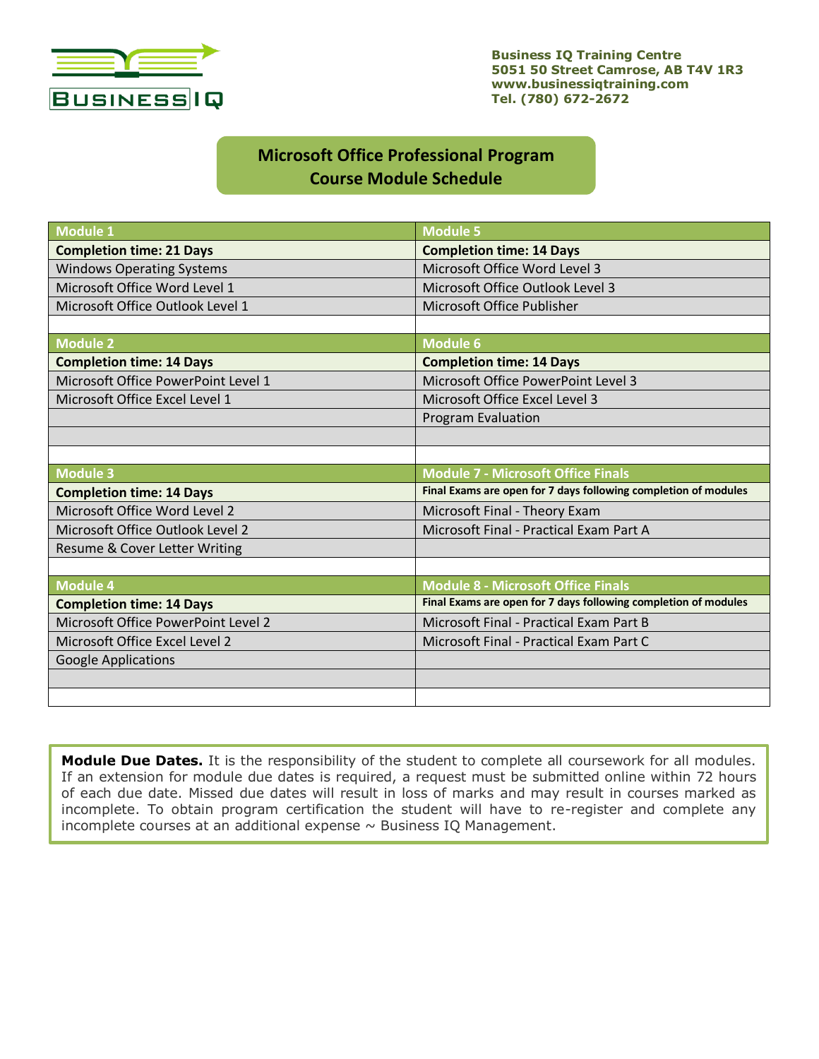Business IQ Training Centre
5051 50 Street Camrose, AB T4V 1R3
www.businessiqtraining.com
Tel. (780) 672-2672

## Microsoft Office Professional Program
## Course Module Schedule

| Module 1 | Module 5 |
|---|---|
| **Completion time: 21 Days** | **Completion time: 14 Days** |
| Windows Operating Systems | Microsoft Office Word Level 3 |
| Microsoft Office Word Level 1 | Microsoft Office Outlook Level 3 |
| Microsoft Office Outlook Level 1 | Microsoft Office Publisher |
| | |
| **Module 2** | **Module 6** |
| **Completion time: 14 Days** | **Completion time: 14 Days** |
| Microsoft Office PowerPoint Level 1 | Microsoft Office PowerPoint Level 3 |
| Microsoft Office Excel Level 1 | Microsoft Office Excel Level 3 |
| | Program Evaluation |
| | |
| | |
| **Module 3** | **Module 7 - Microsoft Office Finals** |
| **Completion time: 14 Days** | **Final Exams are open for 7 days following completion of modules** |
| Microsoft Office Word Level 2 | Microsoft Final - Theory Exam |
| Microsoft Office Outlook Level 2 | Microsoft Final - Practical Exam Part A |
| Resume & Cover Letter Writing | |
| | |
| **Module 4** | **Module 8 - Microsoft Office Finals** |
| **Completion time: 14 Days** | **Final Exams are open for 7 days following completion of modules** |
| Microsoft Office PowerPoint Level 2 | Microsoft Final - Practical Exam Part B |
| Microsoft Office Excel Level 2 | Microsoft Final - Practical Exam Part C |
| Google Applications | |
| | |
| | |

**Module Due Dates.** It is the responsibility of the student to complete all coursework for all modules. If an extension for module due dates is required, a request must be submitted online within 72 hours of each due date. Missed due dates will result in loss of marks and may result in courses marked as incomplete. To obtain program certification the student will have to re-register and complete any incomplete courses at an additional expense ~ Business IQ Management.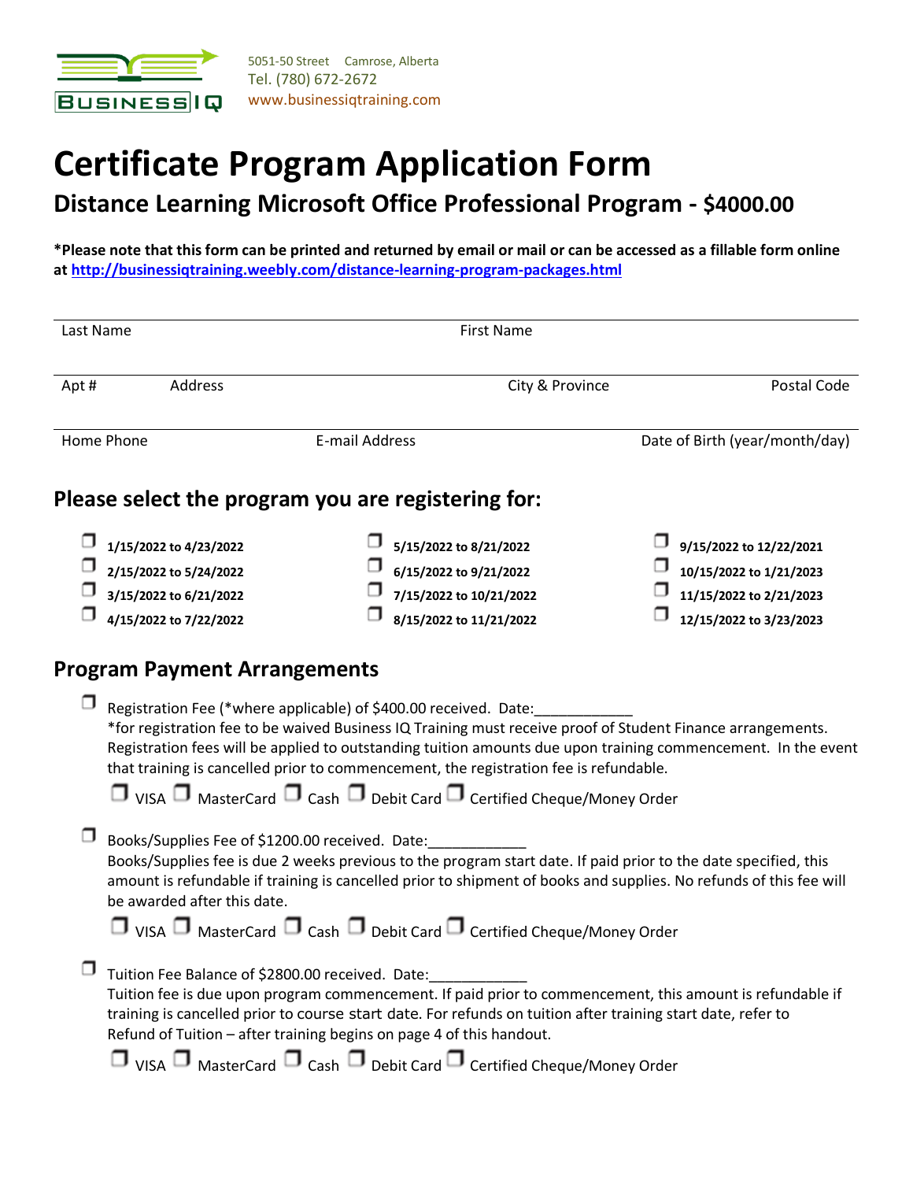BUSINESS IQ

5051-50 Street   Camrose, Alberta
Tel. (780) 672-2672
www.businessiqtraining.com

# Certificate Program Application Form

## Distance Learning Microsoft Office Professional Program - $4000.00

**\*Please note that this form can be printed and returned by email or mail or can be accessed as a fillable form online at http://businessiqtraining.weebly.com/distance-learning-program-packages.html**

| Last Name | | First Name | |
|---|---|---|---|
| | | | |

| Apt # | Address | City & Province | Postal Code |
|---|---|---|---|
| | | | |

| Home Phone | E-mail Address | Date of Birth (year/month/day) |
|---|---|---|
| | | |

## Please select the program you are registering for:

- ☐ **1/15/2022 to 4/23/2022**
- ☐ **2/15/2022 to 5/24/2022**
- ☐ **3/15/2022 to 6/21/2022**
- ☐ **4/15/2022 to 7/22/2022**
- ☐ **5/15/2022 to 8/21/2022**
- ☐ **6/15/2022 to 9/21/2022**
- ☐ **7/15/2022 to 10/21/2022**
- ☐ **8/15/2022 to 11/21/2022**
- ☐ **9/15/2022 to 12/22/2021**
- ☐ **10/15/2022 to 1/21/2023**
- ☐ **11/15/2022 to 2/21/2023**
- ☐ **12/15/2022 to 3/23/2023**

## Program Payment Arrangements

☐ Registration Fee (*where applicable) of $400.00 received. Date:____________

*for registration fee to be waived Business IQ Training must receive proof of Student Finance arrangements. Registration fees will be applied to outstanding tuition amounts due upon training commencement. In the event that training is cancelled prior to commencement, the registration fee is refundable.

☐ VISA ☐ MasterCard ☐ Cash ☐ Debit Card ☐ Certified Cheque/Money Order

☐ Books/Supplies Fee of $1200.00 received. Date:____________

Books/Supplies fee is due 2 weeks previous to the program start date. If paid prior to the date specified, this amount is refundable if training is cancelled prior to shipment of books and supplies. No refunds of this fee will be awarded after this date.

☐ VISA ☐ MasterCard ☐ Cash ☐ Debit Card ☐ Certified Cheque/Money Order

☐ Tuition Fee Balance of $2800.00 received. Date:____________

Tuition fee is due upon program commencement. If paid prior to commencement, this amount is refundable if training is cancelled prior to course start date. For refunds on tuition after training start date, refer to Refund of Tuition – after training begins on page 4 of this handout.

☐ VISA ☐ MasterCard ☐ Cash ☐ Debit Card ☐ Certified Cheque/Money Order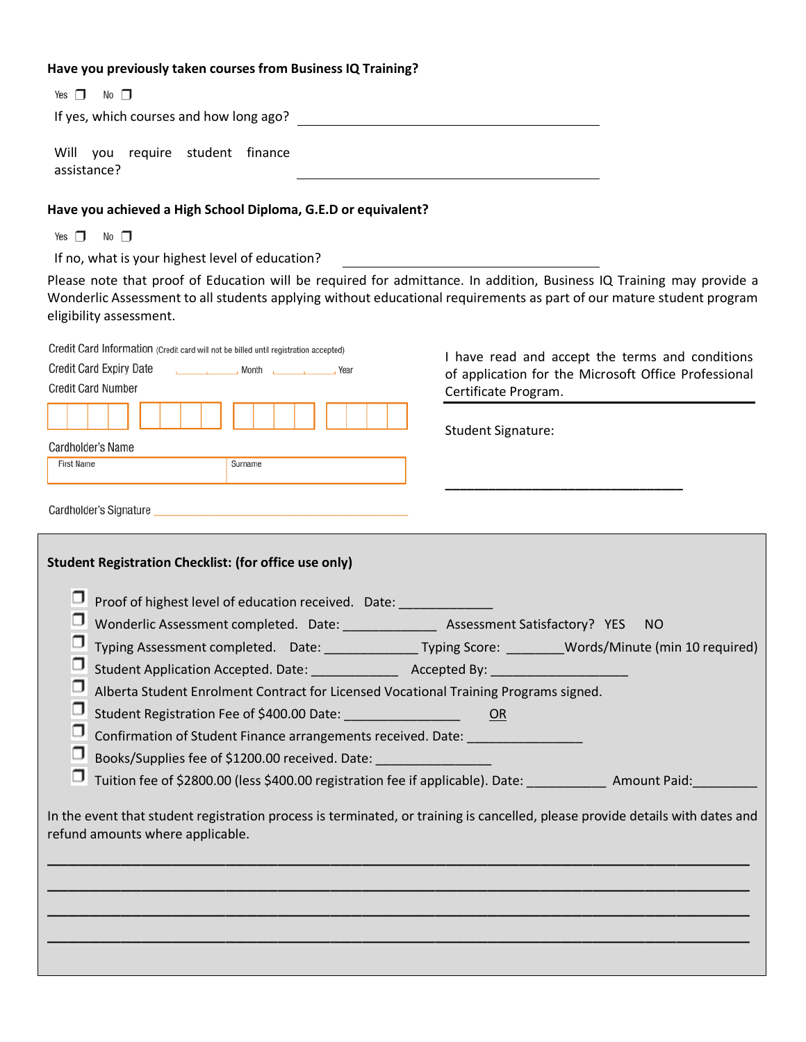**Have you previously taken courses from Business IQ Training?**

Yes ❒ No ❒

If yes, which courses and how long ago? ______________________________

Will you require student finance assistance? ______________________________

**Have you achieved a High School Diploma, G.E.D or equivalent?**

Yes ❒ No ❒

If no, what is your highest level of education? ______________________________

Please note that proof of Education will be required for admittance. In addition, Business IQ Training may provide a Wonderlic Assessment to all students applying without educational requirements as part of our mature student program eligibility assessment.

Credit Card Information (Credit card will not be billed until registration accepted)

Credit Card Expiry Date ______ Month ______ Year

Credit Card Number

| | | | |
|---|---|---|---|
| | | | |

Cardholder's Name

| First Name | Surname |
|---|---|
| | |

Cardholder's Signature ______________________________

I have read and accept the terms and conditions of application for the Microsoft Office Professional Certificate Program.

Student Signature:

______________________________

**Student Registration Checklist: (for office use only)**

- ❒ Proof of highest level of education received. Date: ____________
- ❒ Wonderlic Assessment completed. Date: ____________ Assessment Satisfactory? YES NO
- ❒ Typing Assessment completed. Date: ____________ Typing Score: ________Words/Minute (min 10 required)
- ❒ Student Application Accepted. Date: ___________ Accepted By: __________________
- ❒ Alberta Student Enrolment Contract for Licensed Vocational Training Programs signed.
- ❒ Student Registration Fee of $400.00 Date: _______________ OR
- ❒ Confirmation of Student Finance arrangements received. Date: _______________
- ❒ Books/Supplies fee of $1200.00 received. Date: _______________
- ❒ Tuition fee of $2800.00 (less $400.00 registration fee if applicable). Date: __________ Amount Paid:________

In the event that student registration process is terminated, or training is cancelled, please provide details with dates and refund amounts where applicable.

______________________________________________________________________________

______________________________________________________________________________

______________________________________________________________________________

______________________________________________________________________________